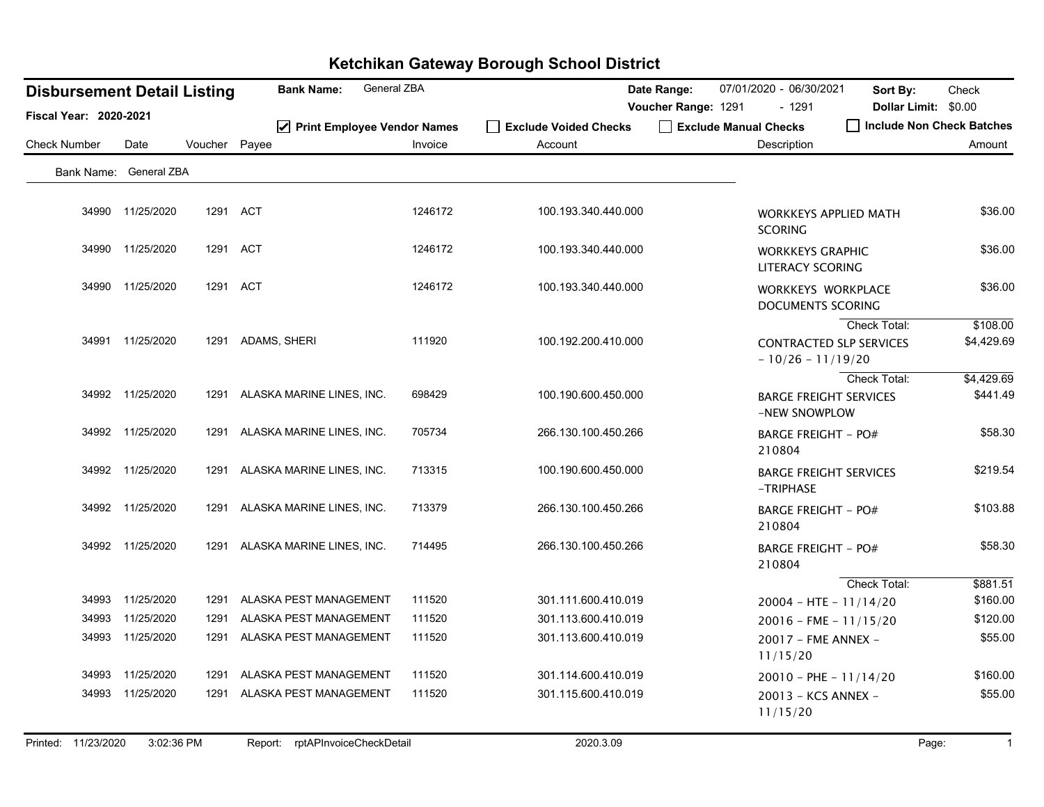# Ketchikan Gateway Borough School District

## Disbursement Detail Listing

**Fiscal Year:** 2020-2021

**Bank Name:** General ZBA

**Date Range:** 07/01/2020 - 06/30/2021

**Voucher Range:** 1291 - 1291

**Sort By:** Check

**Dollar Limit:** $0.00

☑ Print Employee Vendor Names ☐ Exclude Voided Checks ☐ Exclude Manual Checks ☐ Include Non Check Batches

Bank Name: General ZBA

| Check Number | Date | Voucher | Payee | Invoice | Account | Description | Amount |
|---|---|---|---|---|---|---|---|
| 34990 | 11/25/2020 | 1291 | ACT | 1246172 | 100.193.340.440.000 | WORKKEYS APPLIED MATH SCORING | $36.00 |
| 34990 | 11/25/2020 | 1291 | ACT | 1246172 | 100.193.340.440.000 | WORKKEYS GRAPHIC LITERACY SCORING | $36.00 |
| 34990 | 11/25/2020 | 1291 | ACT | 1246172 | 100.193.340.440.000 | WORKKEYS WORKPLACE DOCUMENTS SCORING | $36.00 |
| | | | | | | Check Total: | $108.00 |
| 34991 | 11/25/2020 | 1291 | ADAMS, SHERI | 111920 | 100.192.200.410.000 | CONTRACTED SLP SERVICES - 10/26 - 11/19/20 | $4,429.69 |
| | | | | | | Check Total: | $4,429.69 |
| 34992 | 11/25/2020 | 1291 | ALASKA MARINE LINES, INC. | 698429 | 100.190.600.450.000 | BARGE FREIGHT SERVICES -NEW SNOWPLOW | $441.49 |
| 34992 | 11/25/2020 | 1291 | ALASKA MARINE LINES, INC. | 705734 | 266.130.100.450.266 | BARGE FREIGHT - PO# 210804 | $58.30 |
| 34992 | 11/25/2020 | 1291 | ALASKA MARINE LINES, INC. | 713315 | 100.190.600.450.000 | BARGE FREIGHT SERVICES -TRIPHASE | $219.54 |
| 34992 | 11/25/2020 | 1291 | ALASKA MARINE LINES, INC. | 713379 | 266.130.100.450.266 | BARGE FREIGHT - PO# 210804 | $103.88 |
| 34992 | 11/25/2020 | 1291 | ALASKA MARINE LINES, INC. | 714495 | 266.130.100.450.266 | BARGE FREIGHT - PO# 210804 | $58.30 |
| | | | | | | Check Total: | $881.51 |
| 34993 | 11/25/2020 | 1291 | ALASKA PEST MANAGEMENT | 111520 | 301.111.600.410.019 | 20004 - HTE - 11/14/20 | $160.00 |
| 34993 | 11/25/2020 | 1291 | ALASKA PEST MANAGEMENT | 111520 | 301.113.600.410.019 | 20016 - FME - 11/15/20 | $120.00 |
| 34993 | 11/25/2020 | 1291 | ALASKA PEST MANAGEMENT | 111520 | 301.113.600.410.019 | 20017 - FME ANNEX - 11/15/20 | $55.00 |
| 34993 | 11/25/2020 | 1291 | ALASKA PEST MANAGEMENT | 111520 | 301.114.600.410.019 | 20010 - PHE - 11/14/20 | $160.00 |
| 34993 | 11/25/2020 | 1291 | ALASKA PEST MANAGEMENT | 111520 | 301.115.600.410.019 | 20013 - KCS ANNEX - 11/15/20 | $55.00 |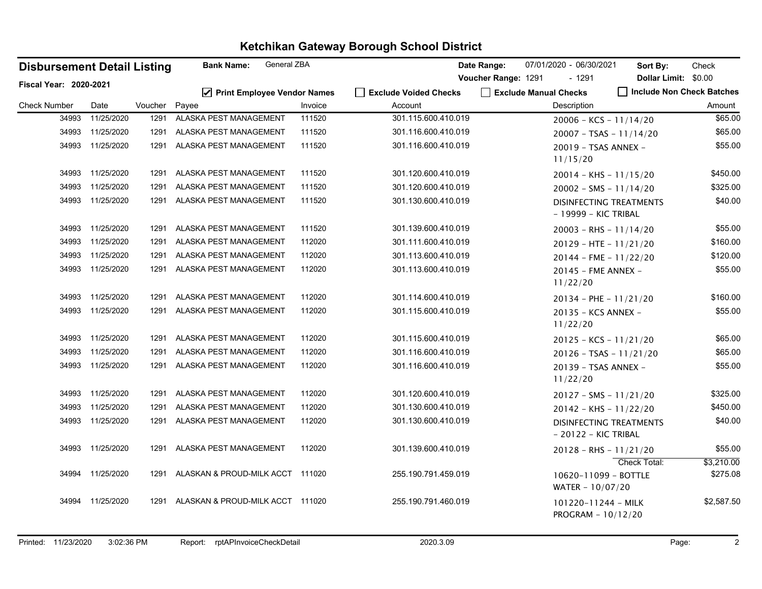# Ketchikan Gateway Borough School District

**Disbursement Detail Listing** | **Bank Name:** General ZBA | **Date Range:** 07/01/2020 - 06/30/2021 | **Sort By:** Check

**Fiscal Year: 2020-2021** | **Voucher Range:** 1291 - 1291 | **Dollar Limit:** $0.00

☑ Print Employee Vendor Names ☐ Exclude Voided Checks ☐ Exclude Manual Checks ☐ Include Non Check Batches

| Check Number | Date | Voucher | Payee | Invoice | Account | Description | Amount |
|---|---|---|---|---|---|---|---|
| 34993 | 11/25/2020 | 1291 | ALASKA PEST MANAGEMENT | 111520 | 301.115.600.410.019 | 20006 - KCS - 11/14/20 | $65.00 |
| 34993 | 11/25/2020 | 1291 | ALASKA PEST MANAGEMENT | 111520 | 301.116.600.410.019 | 20007 - TSAS - 11/14/20 | $65.00 |
| 34993 | 11/25/2020 | 1291 | ALASKA PEST MANAGEMENT | 111520 | 301.116.600.410.019 | 20019 - TSAS ANNEX - 11/15/20 | $55.00 |
| 34993 | 11/25/2020 | 1291 | ALASKA PEST MANAGEMENT | 111520 | 301.120.600.410.019 | 20014 - KHS - 11/15/20 | $450.00 |
| 34993 | 11/25/2020 | 1291 | ALASKA PEST MANAGEMENT | 111520 | 301.120.600.410.019 | 20002 - SMS - 11/14/20 | $325.00 |
| 34993 | 11/25/2020 | 1291 | ALASKA PEST MANAGEMENT | 111520 | 301.130.600.410.019 | DISINFECTING TREATMENTS - 19999 - KIC TRIBAL | $40.00 |
| 34993 | 11/25/2020 | 1291 | ALASKA PEST MANAGEMENT | 111520 | 301.139.600.410.019 | 20003 - RHS - 11/14/20 | $55.00 |
| 34993 | 11/25/2020 | 1291 | ALASKA PEST MANAGEMENT | 112020 | 301.111.600.410.019 | 20129 - HTE - 11/21/20 | $160.00 |
| 34993 | 11/25/2020 | 1291 | ALASKA PEST MANAGEMENT | 112020 | 301.113.600.410.019 | 20144 - FME - 11/22/20 | $120.00 |
| 34993 | 11/25/2020 | 1291 | ALASKA PEST MANAGEMENT | 112020 | 301.113.600.410.019 | 20145 - FME ANNEX - 11/22/20 | $55.00 |
| 34993 | 11/25/2020 | 1291 | ALASKA PEST MANAGEMENT | 112020 | 301.114.600.410.019 | 20134 - PHE - 11/21/20 | $160.00 |
| 34993 | 11/25/2020 | 1291 | ALASKA PEST MANAGEMENT | 112020 | 301.115.600.410.019 | 20135 - KCS ANNEX - 11/22/20 | $55.00 |
| 34993 | 11/25/2020 | 1291 | ALASKA PEST MANAGEMENT | 112020 | 301.115.600.410.019 | 20125 - KCS - 11/21/20 | $65.00 |
| 34993 | 11/25/2020 | 1291 | ALASKA PEST MANAGEMENT | 112020 | 301.116.600.410.019 | 20126 - TSAS - 11/21/20 | $65.00 |
| 34993 | 11/25/2020 | 1291 | ALASKA PEST MANAGEMENT | 112020 | 301.116.600.410.019 | 20139 - TSAS ANNEX - 11/22/20 | $55.00 |
| 34993 | 11/25/2020 | 1291 | ALASKA PEST MANAGEMENT | 112020 | 301.120.600.410.019 | 20127 - SMS - 11/21/20 | $325.00 |
| 34993 | 11/25/2020 | 1291 | ALASKA PEST MANAGEMENT | 112020 | 301.130.600.410.019 | 20142 - KHS - 11/22/20 | $450.00 |
| 34993 | 11/25/2020 | 1291 | ALASKA PEST MANAGEMENT | 112020 | 301.130.600.410.019 | DISINFECTING TREATMENTS - 20122 - KIC TRIBAL | $40.00 |
| 34993 | 11/25/2020 | 1291 | ALASKA PEST MANAGEMENT | 112020 | 301.139.600.410.019 | 20128 - RHS - 11/21/20 | $55.00 |
| | | | | | | Check Total: | $3,210.00 |
| 34994 | 11/25/2020 | 1291 | ALASKAN & PROUD-MILK ACCT | 111020 | 255.190.791.459.019 | 10620-11099 - BOTTLE WATER - 10/07/20 | $275.08 |
| 34994 | 11/25/2020 | 1291 | ALASKAN & PROUD-MILK ACCT | 111020 | 255.190.791.460.019 | 101220-11244 - MILK PROGRAM - 10/12/20 | $2,587.50 |

Printed: 11/23/2020 3:02:36 PM Report: rptAPInvoiceCheckDetail 2020.3.09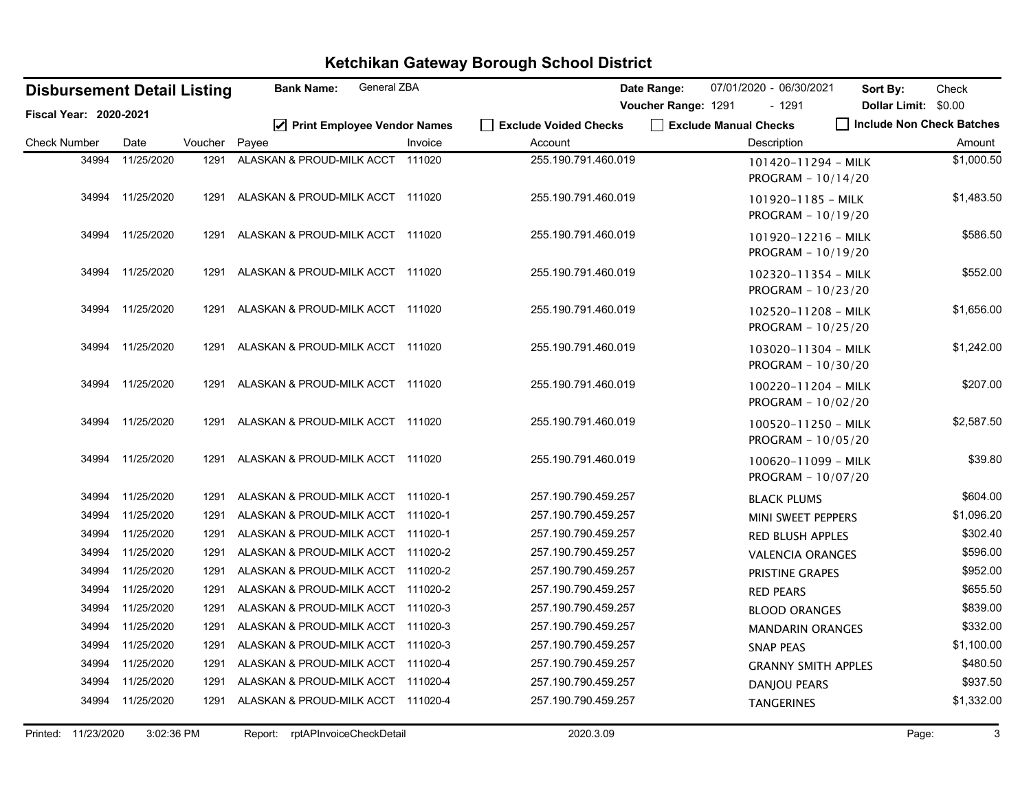# Ketchikan Gateway Borough School District

**Disbursement Detail Listing** | **Bank Name:** General ZBA | **Date Range:** 07/01/2020 - 06/30/2021 | **Sort By:** Check

**Fiscal Year: 2020-2021** | **Voucher Range:** 1291 - 1291 | **Dollar Limit:** $0.00

☑ Print Employee Vendor Names ☐ Exclude Voided Checks ☐ Exclude Manual Checks ☐ Include Non Check Batches

| Check Number | Date | Voucher | Payee | Invoice | Account | Description | Amount |
|---|---|---|---|---|---|---|---|
| 34994 | 11/25/2020 | 1291 | ALASKAN & PROUD-MILK ACCT | 111020 | 255.190.791.460.019 | 101420-11294 - MILK PROGRAM - 10/14/20 | $1,000.50 |
| 34994 | 11/25/2020 | 1291 | ALASKAN & PROUD-MILK ACCT | 111020 | 255.190.791.460.019 | 101920-1185 - MILK PROGRAM - 10/19/20 | $1,483.50 |
| 34994 | 11/25/2020 | 1291 | ALASKAN & PROUD-MILK ACCT | 111020 | 255.190.791.460.019 | 101920-12216 - MILK PROGRAM - 10/19/20 | $586.50 |
| 34994 | 11/25/2020 | 1291 | ALASKAN & PROUD-MILK ACCT | 111020 | 255.190.791.460.019 | 102320-11354 - MILK PROGRAM - 10/23/20 | $552.00 |
| 34994 | 11/25/2020 | 1291 | ALASKAN & PROUD-MILK ACCT | 111020 | 255.190.791.460.019 | 102520-11208 - MILK PROGRAM - 10/25/20 | $1,656.00 |
| 34994 | 11/25/2020 | 1291 | ALASKAN & PROUD-MILK ACCT | 111020 | 255.190.791.460.019 | 103020-11304 - MILK PROGRAM - 10/30/20 | $1,242.00 |
| 34994 | 11/25/2020 | 1291 | ALASKAN & PROUD-MILK ACCT | 111020 | 255.190.791.460.019 | 100220-11204 - MILK PROGRAM - 10/02/20 | $207.00 |
| 34994 | 11/25/2020 | 1291 | ALASKAN & PROUD-MILK ACCT | 111020 | 255.190.791.460.019 | 100520-11250 - MILK PROGRAM - 10/05/20 | $2,587.50 |
| 34994 | 11/25/2020 | 1291 | ALASKAN & PROUD-MILK ACCT | 111020 | 255.190.791.460.019 | 100620-11099 - MILK PROGRAM - 10/07/20 | $39.80 |
| 34994 | 11/25/2020 | 1291 | ALASKAN & PROUD-MILK ACCT | 111020-1 | 257.190.790.459.257 | BLACK PLUMS | $604.00 |
| 34994 | 11/25/2020 | 1291 | ALASKAN & PROUD-MILK ACCT | 111020-1 | 257.190.790.459.257 | MINI SWEET PEPPERS | $1,096.20 |
| 34994 | 11/25/2020 | 1291 | ALASKAN & PROUD-MILK ACCT | 111020-1 | 257.190.790.459.257 | RED BLUSH APPLES | $302.40 |
| 34994 | 11/25/2020 | 1291 | ALASKAN & PROUD-MILK ACCT | 111020-2 | 257.190.790.459.257 | VALENCIA ORANGES | $596.00 |
| 34994 | 11/25/2020 | 1291 | ALASKAN & PROUD-MILK ACCT | 111020-2 | 257.190.790.459.257 | PRISTINE GRAPES | $952.00 |
| 34994 | 11/25/2020 | 1291 | ALASKAN & PROUD-MILK ACCT | 111020-2 | 257.190.790.459.257 | RED PEARS | $655.50 |
| 34994 | 11/25/2020 | 1291 | ALASKAN & PROUD-MILK ACCT | 111020-3 | 257.190.790.459.257 | BLOOD ORANGES | $839.00 |
| 34994 | 11/25/2020 | 1291 | ALASKAN & PROUD-MILK ACCT | 111020-3 | 257.190.790.459.257 | MANDARIN ORANGES | $332.00 |
| 34994 | 11/25/2020 | 1291 | ALASKAN & PROUD-MILK ACCT | 111020-3 | 257.190.790.459.257 | SNAP PEAS | $1,100.00 |
| 34994 | 11/25/2020 | 1291 | ALASKAN & PROUD-MILK ACCT | 111020-4 | 257.190.790.459.257 | GRANNY SMITH APPLES | $480.50 |
| 34994 | 11/25/2020 | 1291 | ALASKAN & PROUD-MILK ACCT | 111020-4 | 257.190.790.459.257 | DANJOU PEARS | $937.50 |
| 34994 | 11/25/2020 | 1291 | ALASKAN & PROUD-MILK ACCT | 111020-4 | 257.190.790.459.257 | TANGERINES | $1,332.00 |

Printed: 11/23/2020 3:02:36 PM Report: rptAPInvoiceCheckDetail 2020.3.09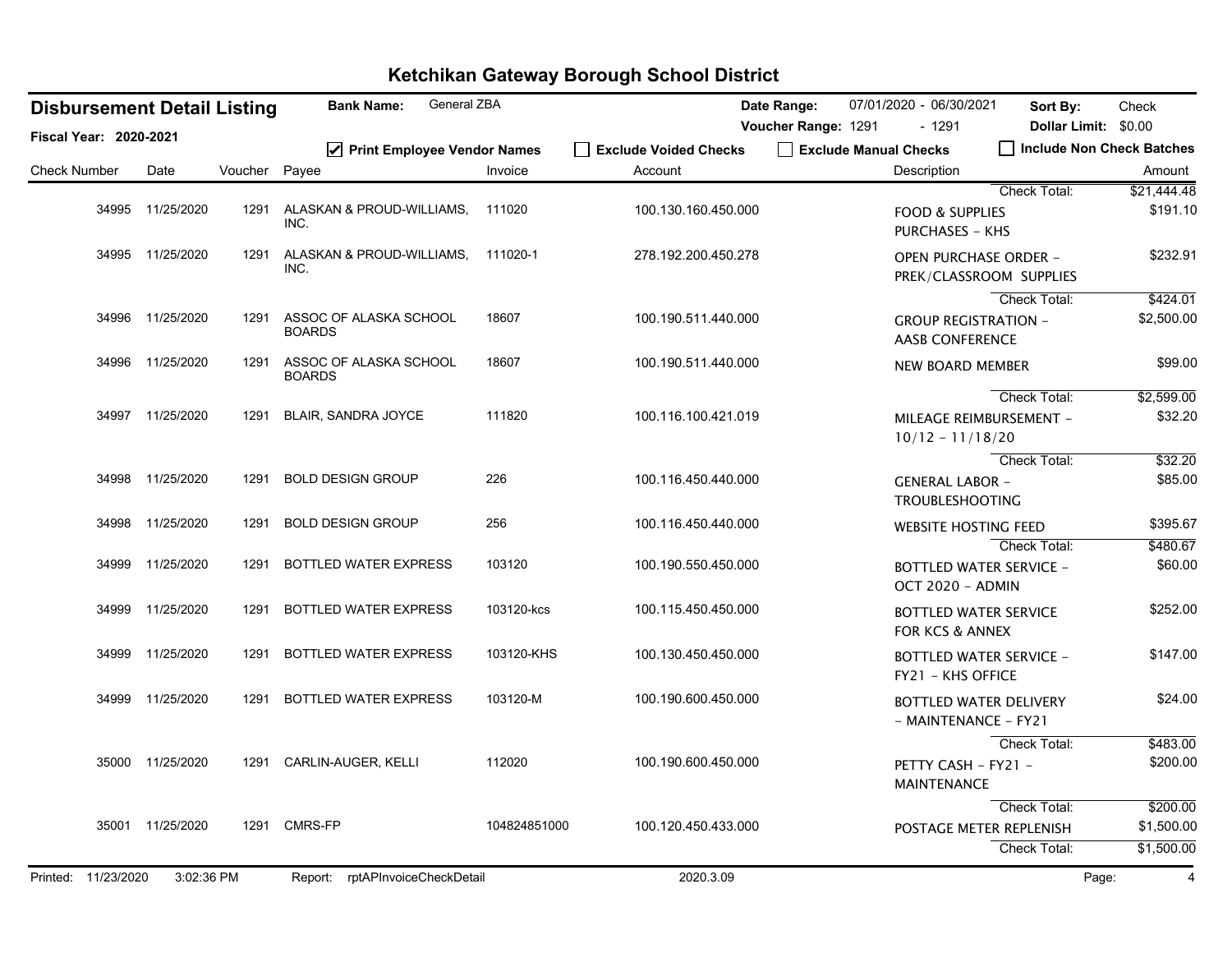# Ketchikan Gateway Borough School District

## Disbursement Detail Listing

**Fiscal Year: 2020-2021**

**Bank Name:** General ZBA

**Date Range:** 07/01/2020 - 06/30/2021 **Sort By:** Check

**Voucher Range:** 1291 - 1291 **Dollar Limit:** $0.00

☑ Print Employee Vendor Names ☐ Exclude Voided Checks ☐ Exclude Manual Checks ☐ Include Non Check Batches

| Check Number | Date | Voucher | Payee | Invoice | Account | Description | Amount |
|---|---|---|---|---|---|---|---|
| | | | | | | Check Total: | $21,444.48 |
| 34995 | 11/25/2020 | 1291 | ALASKAN & PROUD-WILLIAMS, INC. | 111020 | 100.130.160.450.000 | FOOD & SUPPLIES PURCHASES - KHS | $191.10 |
| 34995 | 11/25/2020 | 1291 | ALASKAN & PROUD-WILLIAMS, INC. | 111020-1 | 278.192.200.450.278 | OPEN PURCHASE ORDER - PREK/CLASSROOM SUPPLIES | $232.91 |
| | | | | | | Check Total: | $424.01 |
| 34996 | 11/25/2020 | 1291 | ASSOC OF ALASKA SCHOOL BOARDS | 18607 | 100.190.511.440.000 | GROUP REGISTRATION - AASB CONFERENCE | $2,500.00 |
| 34996 | 11/25/2020 | 1291 | ASSOC OF ALASKA SCHOOL BOARDS | 18607 | 100.190.511.440.000 | NEW BOARD MEMBER | $99.00 |
| | | | | | | Check Total: | $2,599.00 |
| 34997 | 11/25/2020 | 1291 | BLAIR, SANDRA JOYCE | 111820 | 100.116.100.421.019 | MILEAGE REIMBURSEMENT - 10/12 - 11/18/20 | $32.20 |
| | | | | | | Check Total: | $32.20 |
| 34998 | 11/25/2020 | 1291 | BOLD DESIGN GROUP | 226 | 100.116.450.440.000 | GENERAL LABOR - TROUBLESHOOTING | $85.00 |
| 34998 | 11/25/2020 | 1291 | BOLD DESIGN GROUP | 256 | 100.116.450.440.000 | WEBSITE HOSTING FEED | $395.67 |
| | | | | | | Check Total: | $480.67 |
| 34999 | 11/25/2020 | 1291 | BOTTLED WATER EXPRESS | 103120 | 100.190.550.450.000 | BOTTLED WATER SERVICE - OCT 2020 - ADMIN | $60.00 |
| 34999 | 11/25/2020 | 1291 | BOTTLED WATER EXPRESS | 103120-kcs | 100.115.450.450.000 | BOTTLED WATER SERVICE FOR KCS & ANNEX | $252.00 |
| 34999 | 11/25/2020 | 1291 | BOTTLED WATER EXPRESS | 103120-KHS | 100.130.450.450.000 | BOTTLED WATER SERVICE - FY21 - KHS OFFICE | $147.00 |
| 34999 | 11/25/2020 | 1291 | BOTTLED WATER EXPRESS | 103120-M | 100.190.600.450.000 | BOTTLED WATER DELIVERY - MAINTENANCE - FY21 | $24.00 |
| | | | | | | Check Total: | $483.00 |
| 35000 | 11/25/2020 | 1291 | CARLIN-AUGER, KELLI | 112020 | 100.190.600.450.000 | PETTY CASH - FY21 - MAINTENANCE | $200.00 |
| | | | | | | Check Total: | $200.00 |
| 35001 | 11/25/2020 | 1291 | CMRS-FP | 104824851000 | 100.120.450.433.000 | POSTAGE METER REPLENISH | $1,500.00 |
| | | | | | | Check Total: | $1,500.00 |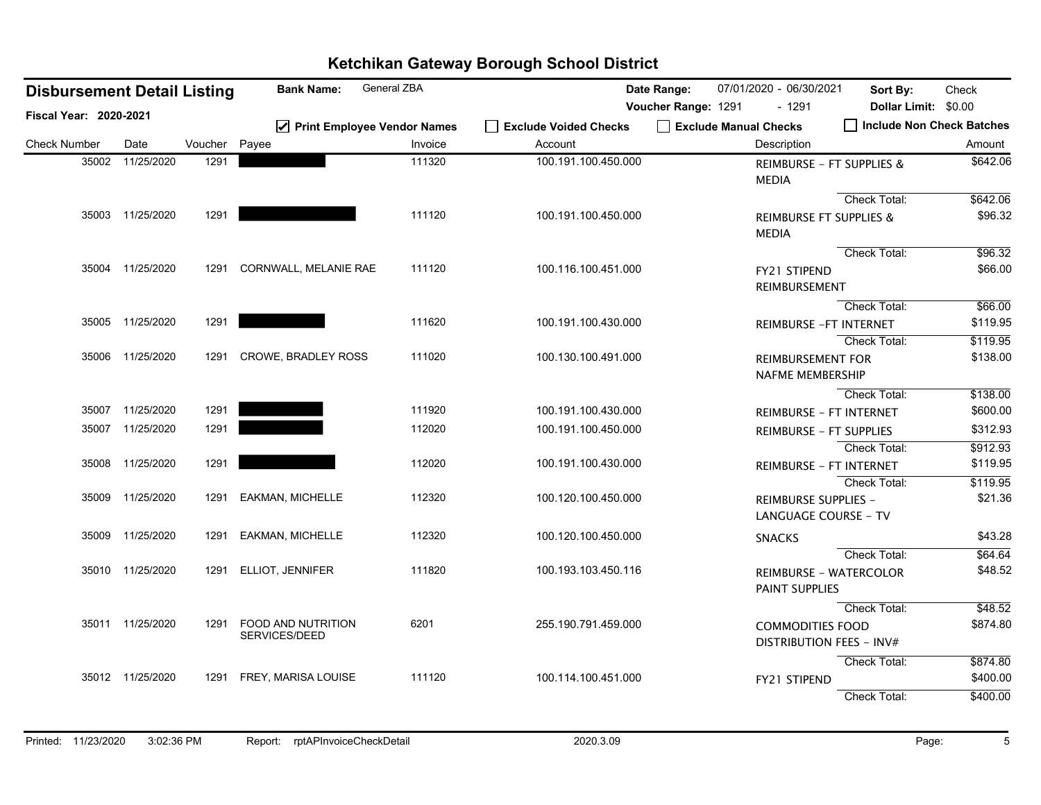# Ketchikan Gateway Borough School District

**Disbursement Detail Listing** | **Bank Name:** General ZBA | **Date Range:** 07/01/2020 - 06/30/2021 | **Sort By:** Check

**Fiscal Year: 2020-2021** | **Voucher Range:** 1291 - 1291 | **Dollar Limit:** $0.00

☑ Print Employee Vendor Names ☐ Exclude Voided Checks ☐ Exclude Manual Checks ☐ Include Non Check Batches

| Check Number | Date | Voucher | Payee | Invoice | Account | Description | Amount |
|---|---|---|---|---|---|---|---|
| 35002 | 11/25/2020 | 1291 | [REDACTED] | 111320 | 100.191.100.450.000 | REIMBURSE - FT SUPPLIES & MEDIA | $642.06 |
| | | | | | | Check Total: | $642.06 |
| 35003 | 11/25/2020 | 1291 | [REDACTED] | 111120 | 100.191.100.450.000 | REIMBURSE FT SUPPLIES & MEDIA | $96.32 |
| | | | | | | Check Total: | $96.32 |
| 35004 | 11/25/2020 | 1291 | CORNWALL, MELANIE RAE | 111120 | 100.116.100.451.000 | FY21 STIPEND REIMBURSEMENT | $66.00 |
| | | | | | | Check Total: | $66.00 |
| 35005 | 11/25/2020 | 1291 | [REDACTED] | 111620 | 100.191.100.430.000 | REIMBURSE -FT INTERNET | $119.95 |
| | | | | | | Check Total: | $119.95 |
| 35006 | 11/25/2020 | 1291 | CROWE, BRADLEY ROSS | 111020 | 100.130.100.491.000 | REIMBURSEMENT FOR NAFME MEMBERSHIP | $138.00 |
| | | | | | | Check Total: | $138.00 |
| 35007 | 11/25/2020 | 1291 | [REDACTED] | 111920 | 100.191.100.430.000 | REIMBURSE - FT INTERNET | $600.00 |
| 35007 | 11/25/2020 | 1291 | [REDACTED] | 112020 | 100.191.100.450.000 | REIMBURSE - FT SUPPLIES | $312.93 |
| | | | | | | Check Total: | $912.93 |
| 35008 | 11/25/2020 | 1291 | [REDACTED] | 112020 | 100.191.100.430.000 | REIMBURSE - FT INTERNET | $119.95 |
| | | | | | | Check Total: | $119.95 |
| 35009 | 11/25/2020 | 1291 | EAKMAN, MICHELLE | 112320 | 100.120.100.450.000 | REIMBURSE SUPPLIES - LANGUAGE COURSE - TV | $21.36 |
| 35009 | 11/25/2020 | 1291 | EAKMAN, MICHELLE | 112320 | 100.120.100.450.000 | SNACKS | $43.28 |
| | | | | | | Check Total: | $64.64 |
| 35010 | 11/25/2020 | 1291 | ELLIOT, JENNIFER | 111820 | 100.193.103.450.116 | REIMBURSE - WATERCOLOR PAINT SUPPLIES | $48.52 |
| | | | | | | Check Total: | $48.52 |
| 35011 | 11/25/2020 | 1291 | FOOD AND NUTRITION SERVICES/DEED | 6201 | 255.190.791.459.000 | COMMODITIES FOOD DISTRIBUTION FEES - INV# | $874.80 |
| | | | | | | Check Total: | $874.80 |
| 35012 | 11/25/2020 | 1291 | FREY, MARISA LOUISE | 111120 | 100.114.100.451.000 | FY21 STIPEND | $400.00 |
| | | | | | | Check Total: | $400.00 |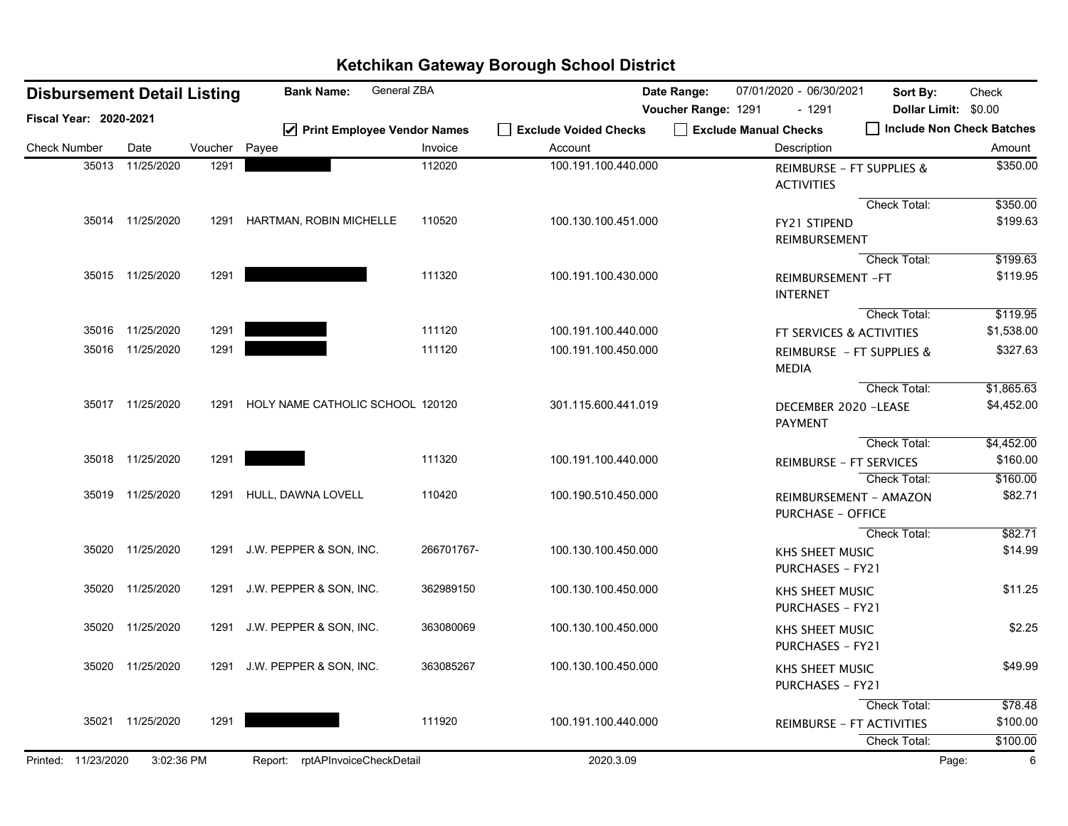# Ketchikan Gateway Borough School District

**Disbursement Detail Listing**

**Fiscal Year: 2020-2021**

**Bank Name:** General ZBA

**Date Range:** 07/01/2020 - 06/30/2021

**Voucher Range:** 1291 - 1291

**Sort By:** Check

**Dollar Limit:** $0.00

☑ Print Employee Vendor Names ☐ Exclude Voided Checks ☐ Exclude Manual Checks ☐ Include Non Check Batches

| Check Number | Date | Voucher | Payee | Invoice | Account | Description | Amount |
|---|---|---|---|---|---|---|---|
| 35013 | 11/25/2020 | 1291 | ██████████ | 112020 | 100.191.100.440.000 | REIMBURSE - FT SUPPLIES & ACTIVITIES | $350.00 |
| | | | | | | Check Total: | $350.00 |
| 35014 | 11/25/2020 | 1291 | HARTMAN, ROBIN MICHELLE | 110520 | 100.130.100.451.000 | FY21 STIPEND REIMBURSEMENT | $199.63 |
| | | | | | | Check Total: | $199.63 |
| 35015 | 11/25/2020 | 1291 | ██████████ | 111320 | 100.191.100.430.000 | REIMBURSEMENT -FT INTERNET | $119.95 |
| | | | | | | Check Total: | $119.95 |
| 35016 | 11/25/2020 | 1291 | ██████████ | 111120 | 100.191.100.440.000 | FT SERVICES & ACTIVITIES | $1,538.00 |
| 35016 | 11/25/2020 | 1291 | ██████████ | 111120 | 100.191.100.450.000 | REIMBURSE - FT SUPPLIES & MEDIA | $327.63 |
| | | | | | | Check Total: | $1,865.63 |
| 35017 | 11/25/2020 | 1291 | HOLY NAME CATHOLIC SCHOOL | 120120 | 301.115.600.441.019 | DECEMBER 2020 -LEASE PAYMENT | $4,452.00 |
| | | | | | | Check Total: | $4,452.00 |
| 35018 | 11/25/2020 | 1291 | ██████████ | 111320 | 100.191.100.440.000 | REIMBURSE - FT SERVICES | $160.00 |
| | | | | | | Check Total: | $160.00 |
| 35019 | 11/25/2020 | 1291 | HULL, DAWNA LOVELL | 110420 | 100.190.510.450.000 | REIMBURSEMENT - AMAZON PURCHASE - OFFICE | $82.71 |
| | | | | | | Check Total: | $82.71 |
| 35020 | 11/25/2020 | 1291 | J.W. PEPPER & SON, INC. | 266701767- | 100.130.100.450.000 | KHS SHEET MUSIC PURCHASES - FY21 | $14.99 |
| 35020 | 11/25/2020 | 1291 | J.W. PEPPER & SON, INC. | 362989150 | 100.130.100.450.000 | KHS SHEET MUSIC PURCHASES - FY21 | $11.25 |
| 35020 | 11/25/2020 | 1291 | J.W. PEPPER & SON, INC. | 363080069 | 100.130.100.450.000 | KHS SHEET MUSIC PURCHASES - FY21 | $2.25 |
| 35020 | 11/25/2020 | 1291 | J.W. PEPPER & SON, INC. | 363085267 | 100.130.100.450.000 | KHS SHEET MUSIC PURCHASES - FY21 | $49.99 |
| | | | | | | Check Total: | $78.48 |
| 35021 | 11/25/2020 | 1291 | ██████████ | 111920 | 100.191.100.440.000 | REIMBURSE - FT ACTIVITIES | $100.00 |
| | | | | | | Check Total: | $100.00 |

Printed: 11/23/2020 3:02:36 PM Report: rptAPInvoiceCheckDetail 2020.3.09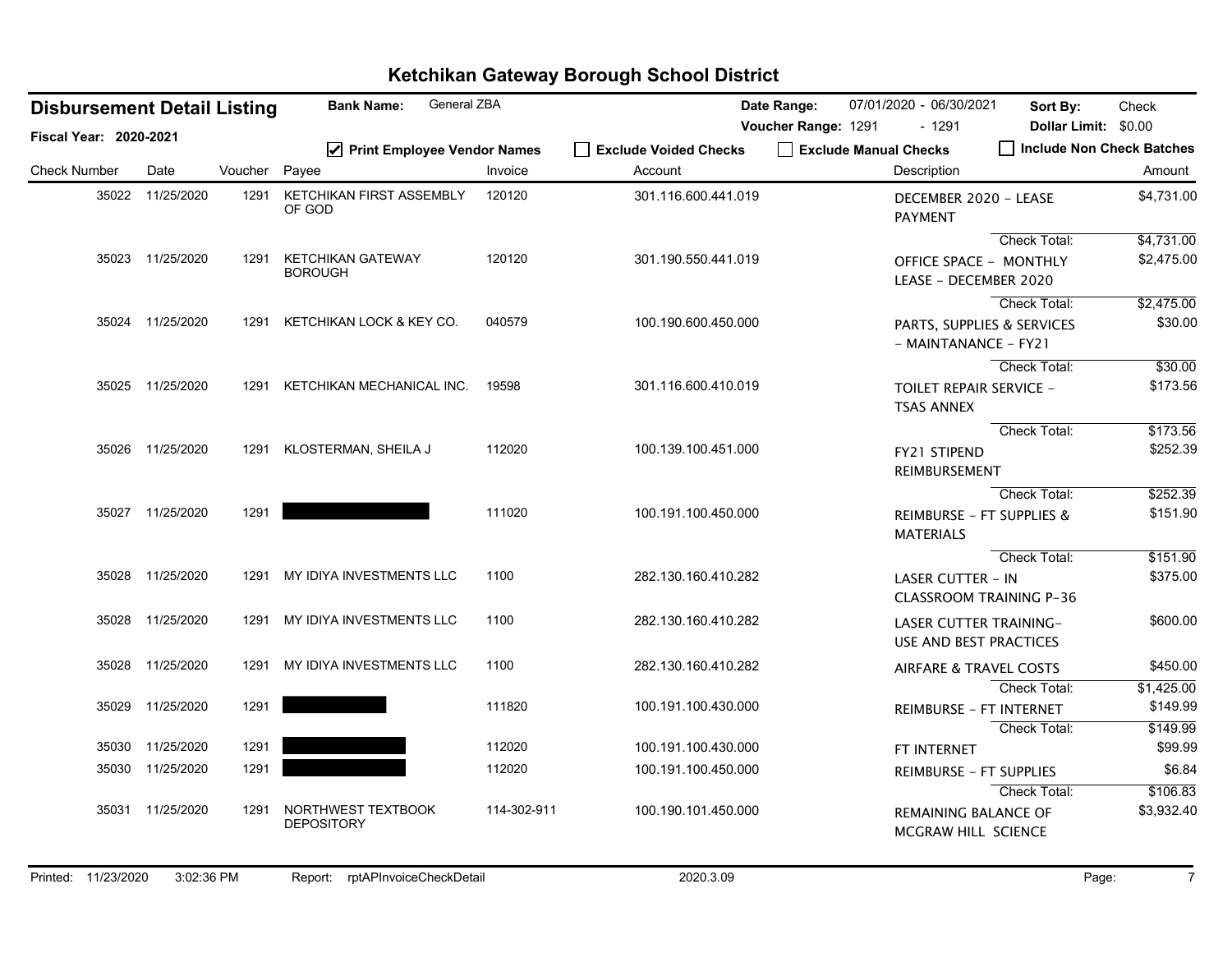# Ketchikan Gateway Borough School District

**Disbursement Detail Listing** | **Bank Name:** General ZBA | **Date Range:** 07/01/2020 - 06/30/2021 | **Sort By:** Check

**Fiscal Year: 2020-2021** | **Voucher Range:** 1291 - 1291 | **Dollar Limit:** $0.00

☑ Print Employee Vendor Names ☐ Exclude Voided Checks ☐ Exclude Manual Checks ☐ Include Non Check Batches

| Check Number | Date | Voucher | Payee | Invoice | Account | Description | Amount |
|---|---|---|---|---|---|---|---|
| 35022 | 11/25/2020 | 1291 | KETCHIKAN FIRST ASSEMBLY OF GOD | 120120 | 301.116.600.441.019 | DECEMBER 2020 - LEASE PAYMENT | $4,731.00 |
| | | | | | | Check Total: | $4,731.00 |
| 35023 | 11/25/2020 | 1291 | KETCHIKAN GATEWAY BOROUGH | 120120 | 301.190.550.441.019 | OFFICE SPACE - MONTHLY LEASE - DECEMBER 2020 | $2,475.00 |
| | | | | | | Check Total: | $2,475.00 |
| 35024 | 11/25/2020 | 1291 | KETCHIKAN LOCK & KEY CO. | 040579 | 100.190.600.450.000 | PARTS, SUPPLIES & SERVICES - MAINTANANCE - FY21 | $30.00 |
| | | | | | | Check Total: | $30.00 |
| 35025 | 11/25/2020 | 1291 | KETCHIKAN MECHANICAL INC. | 19598 | 301.116.600.410.019 | TOILET REPAIR SERVICE - TSAS ANNEX | $173.56 |
| | | | | | | Check Total: | $173.56 |
| 35026 | 11/25/2020 | 1291 | KLOSTERMAN, SHEILA J | 112020 | 100.139.100.451.000 | FY21 STIPEND REIMBURSEMENT | $252.39 |
| | | | | | | Check Total: | $252.39 |
| 35027 | 11/25/2020 | 1291 | [REDACTED] | 111020 | 100.191.100.450.000 | REIMBURSE - FT SUPPLIES & MATERIALS | $151.90 |
| | | | | | | Check Total: | $151.90 |
| 35028 | 11/25/2020 | 1291 | MY IDIYA INVESTMENTS LLC | 1100 | 282.130.160.410.282 | LASER CUTTER - IN CLASSROOM TRAINING P-36 | $375.00 |
| 35028 | 11/25/2020 | 1291 | MY IDIYA INVESTMENTS LLC | 1100 | 282.130.160.410.282 | LASER CUTTER TRAINING-USE AND BEST PRACTICES | $600.00 |
| 35028 | 11/25/2020 | 1291 | MY IDIYA INVESTMENTS LLC | 1100 | 282.130.160.410.282 | AIRFARE & TRAVEL COSTS | $450.00 |
| | | | | | | Check Total: | $1,425.00 |
| 35029 | 11/25/2020 | 1291 | [REDACTED] | 111820 | 100.191.100.430.000 | REIMBURSE - FT INTERNET | $149.99 |
| | | | | | | Check Total: | $149.99 |
| 35030 | 11/25/2020 | 1291 | [REDACTED] | 112020 | 100.191.100.430.000 | FT INTERNET | $99.99 |
| 35030 | 11/25/2020 | 1291 | [REDACTED] | 112020 | 100.191.100.450.000 | REIMBURSE - FT SUPPLIES | $6.84 |
| | | | | | | Check Total: | $106.83 |
| 35031 | 11/25/2020 | 1291 | NORTHWEST TEXTBOOK DEPOSITORY | 114-302-911 | 100.190.101.450.000 | REMAINING BALANCE OF MCGRAW HILL SCIENCE | $3,932.40 |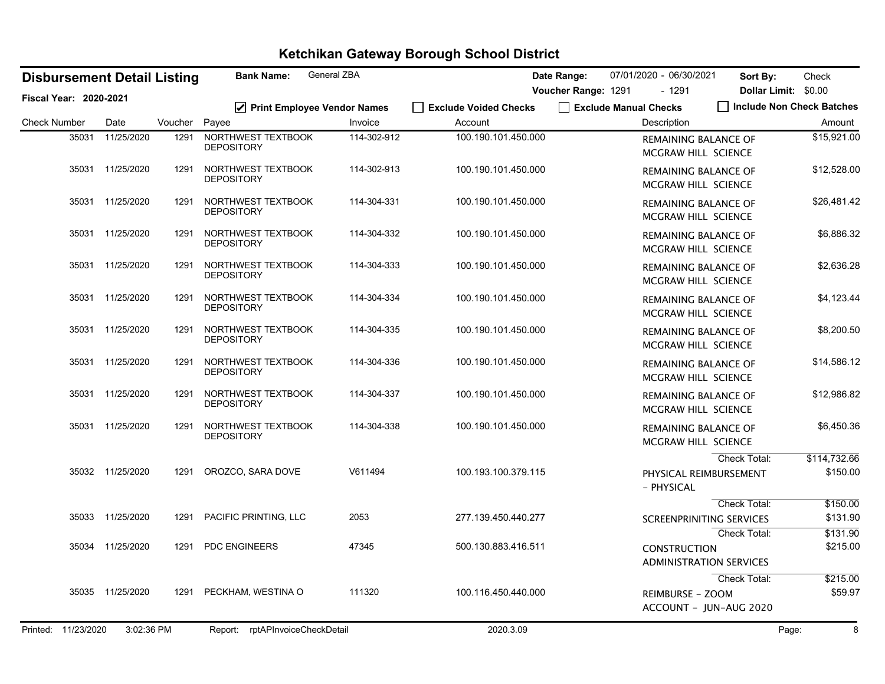# Ketchikan Gateway Borough School District

**Disbursement Detail Listing** | **Bank Name:** General ZBA | **Date Range:** 07/01/2020 - 06/30/2021 | **Sort By:** Check

**Fiscal Year: 2020-2021** | **Voucher Range:** 1291 - 1291 | **Dollar Limit:** $0.00

☑ **Print Employee Vendor Names** ☐ **Exclude Voided Checks** ☐ **Exclude Manual Checks** ☐ **Include Non Check Batches**

| Check Number | Date | Voucher | Payee | Invoice | Account | Description | Amount |
|---|---|---|---|---|---|---|---|
| 35031 | 11/25/2020 | 1291 | NORTHWEST TEXTBOOK DEPOSITORY | 114-302-912 | 100.190.101.450.000 | REMAINING BALANCE OF MCGRAW HILL SCIENCE | $15,921.00 |
| 35031 | 11/25/2020 | 1291 | NORTHWEST TEXTBOOK DEPOSITORY | 114-302-913 | 100.190.101.450.000 | REMAINING BALANCE OF MCGRAW HILL SCIENCE | $12,528.00 |
| 35031 | 11/25/2020 | 1291 | NORTHWEST TEXTBOOK DEPOSITORY | 114-304-331 | 100.190.101.450.000 | REMAINING BALANCE OF MCGRAW HILL SCIENCE | $26,481.42 |
| 35031 | 11/25/2020 | 1291 | NORTHWEST TEXTBOOK DEPOSITORY | 114-304-332 | 100.190.101.450.000 | REMAINING BALANCE OF MCGRAW HILL SCIENCE | $6,886.32 |
| 35031 | 11/25/2020 | 1291 | NORTHWEST TEXTBOOK DEPOSITORY | 114-304-333 | 100.190.101.450.000 | REMAINING BALANCE OF MCGRAW HILL SCIENCE | $2,636.28 |
| 35031 | 11/25/2020 | 1291 | NORTHWEST TEXTBOOK DEPOSITORY | 114-304-334 | 100.190.101.450.000 | REMAINING BALANCE OF MCGRAW HILL SCIENCE | $4,123.44 |
| 35031 | 11/25/2020 | 1291 | NORTHWEST TEXTBOOK DEPOSITORY | 114-304-335 | 100.190.101.450.000 | REMAINING BALANCE OF MCGRAW HILL SCIENCE | $8,200.50 |
| 35031 | 11/25/2020 | 1291 | NORTHWEST TEXTBOOK DEPOSITORY | 114-304-336 | 100.190.101.450.000 | REMAINING BALANCE OF MCGRAW HILL SCIENCE | $14,586.12 |
| 35031 | 11/25/2020 | 1291 | NORTHWEST TEXTBOOK DEPOSITORY | 114-304-337 | 100.190.101.450.000 | REMAINING BALANCE OF MCGRAW HILL SCIENCE | $12,986.82 |
| 35031 | 11/25/2020 | 1291 | NORTHWEST TEXTBOOK DEPOSITORY | 114-304-338 | 100.190.101.450.000 | REMAINING BALANCE OF MCGRAW HILL SCIENCE | $6,450.36 |
| | | | | | | Check Total: | $114,732.66 |
| 35032 | 11/25/2020 | 1291 | OROZCO, SARA DOVE | V611494 | 100.193.100.379.115 | PHYSICAL REIMBURSEMENT - PHYSICAL | $150.00 |
| | | | | | | Check Total: | $150.00 |
| 35033 | 11/25/2020 | 1291 | PACIFIC PRINTING, LLC | 2053 | 277.139.450.440.277 | SCREENPRINITING SERVICES | $131.90 |
| | | | | | | Check Total: | $131.90 |
| 35034 | 11/25/2020 | 1291 | PDC ENGINEERS | 47345 | 500.130.883.416.511 | CONSTRUCTION ADMINISTRATION SERVICES | $215.00 |
| | | | | | | Check Total: | $215.00 |
| 35035 | 11/25/2020 | 1291 | PECKHAM, WESTINA O | 111320 | 100.116.450.440.000 | REIMBURSE - ZOOM ACCOUNT - JUN-AUG 2020 | $59.97 |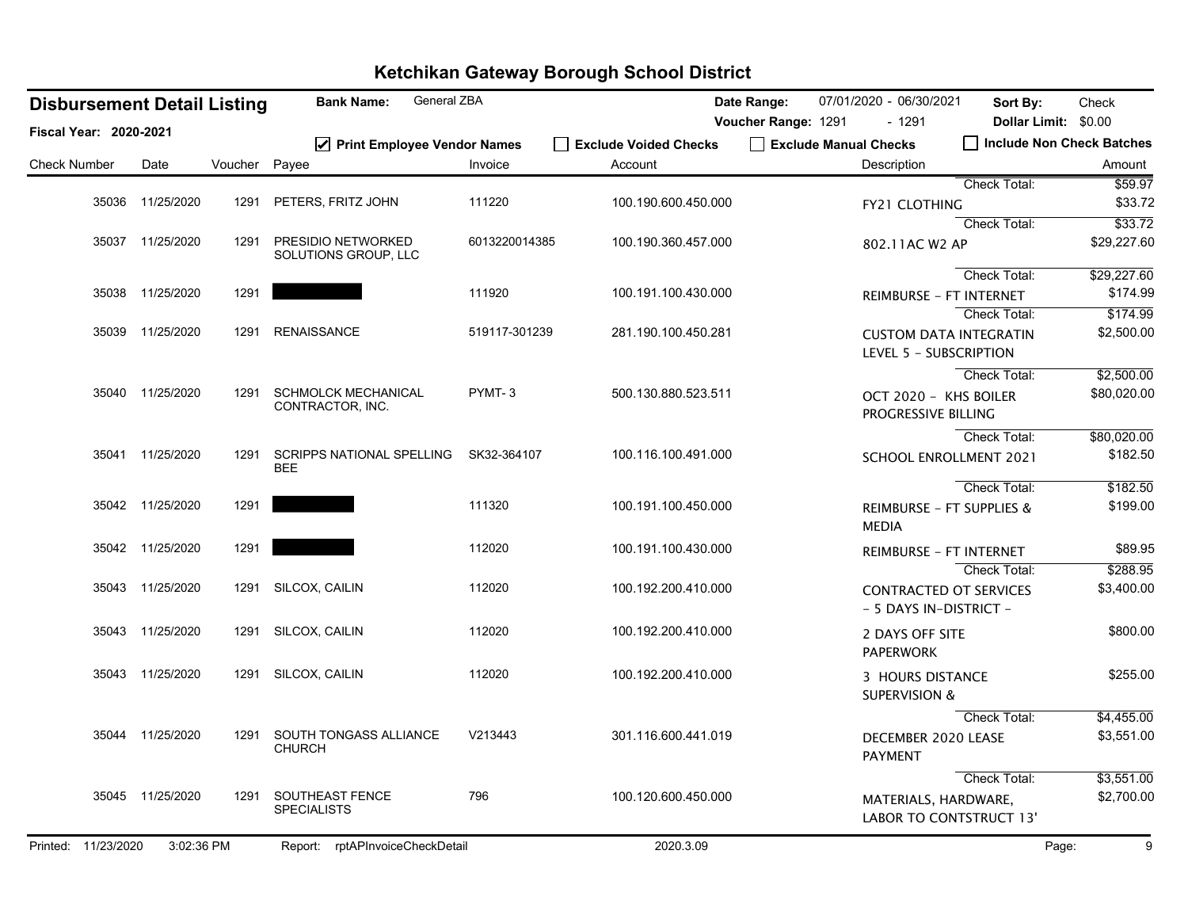# Ketchikan Gateway Borough School District

**Disbursement Detail Listing** | **Bank Name:** General ZBA | **Date Range:** 07/01/2020 - 06/30/2021 | **Sort By:** Check

**Fiscal Year: 2020-2021** | **Voucher Range:** 1291 - 1291 | **Dollar Limit:** $0.00

☑ Print Employee Vendor Names ☐ Exclude Voided Checks ☐ Exclude Manual Checks ☐ Include Non Check Batches

| Check Number | Date | Voucher | Payee | Invoice | Account | Description | Amount |
|---|---|---|---|---|---|---|---|
| | | | | | | Check Total: | $59.97 |
| 35036 | 11/25/2020 | 1291 | PETERS, FRITZ JOHN | 111220 | 100.190.600.450.000 | FY21 CLOTHING | $33.72 |
| | | | | | | Check Total: | $33.72 |
| 35037 | 11/25/2020 | 1291 | PRESIDIO NETWORKED SOLUTIONS GROUP, LLC | 6013220014385 | 100.190.360.457.000 | 802.11AC W2 AP | $29,227.60 |
| | | | | | | Check Total: | $29,227.60 |
| 35038 | 11/25/2020 | 1291 | | 111920 | 100.191.100.430.000 | REIMBURSE - FT INTERNET | $174.99 |
| | | | | | | Check Total: | $174.99 |
| 35039 | 11/25/2020 | 1291 | RENAISSANCE | 519117-301239 | 281.190.100.450.281 | CUSTOM DATA INTEGRATIN LEVEL 5 - SUBSCRIPTION | $2,500.00 |
| | | | | | | Check Total: | $2,500.00 |
| 35040 | 11/25/2020 | 1291 | SCHMOLCK MECHANICAL CONTRACTOR, INC. | PYMT- 3 | 500.130.880.523.511 | OCT 2020 - KHS BOILER PROGRESSIVE BILLING | $80,020.00 |
| | | | | | | Check Total: | $80,020.00 |
| 35041 | 11/25/2020 | 1291 | SCRIPPS NATIONAL SPELLING BEE | SK32-364107 | 100.116.100.491.000 | SCHOOL ENROLLMENT 2021 | $182.50 |
| | | | | | | Check Total: | $182.50 |
| 35042 | 11/25/2020 | 1291 | | 111320 | 100.191.100.450.000 | REIMBURSE - FT SUPPLIES & MEDIA | $199.00 |
| 35042 | 11/25/2020 | 1291 | | 112020 | 100.191.100.430.000 | REIMBURSE - FT INTERNET | $89.95 |
| | | | | | | Check Total: | $288.95 |
| 35043 | 11/25/2020 | 1291 | SILCOX, CAILIN | 112020 | 100.192.200.410.000 | CONTRACTED OT SERVICES - 5 DAYS IN-DISTRICT - | $3,400.00 |
| 35043 | 11/25/2020 | 1291 | SILCOX, CAILIN | 112020 | 100.192.200.410.000 | 2 DAYS OFF SITE PAPERWORK | $800.00 |
| 35043 | 11/25/2020 | 1291 | SILCOX, CAILIN | 112020 | 100.192.200.410.000 | 3 HOURS DISTANCE SUPERVISION & | $255.00 |
| | | | | | | Check Total: | $4,455.00 |
| 35044 | 11/25/2020 | 1291 | SOUTH TONGASS ALLIANCE CHURCH | V213443 | 301.116.600.441.019 | DECEMBER 2020 LEASE PAYMENT | $3,551.00 |
| | | | | | | Check Total: | $3,551.00 |
| 35045 | 11/25/2020 | 1291 | SOUTHEAST FENCE SPECIALISTS | 796 | 100.120.600.450.000 | MATERIALS, HARDWARE, LABOR TO CONTSTRUCT 13' | $2,700.00 |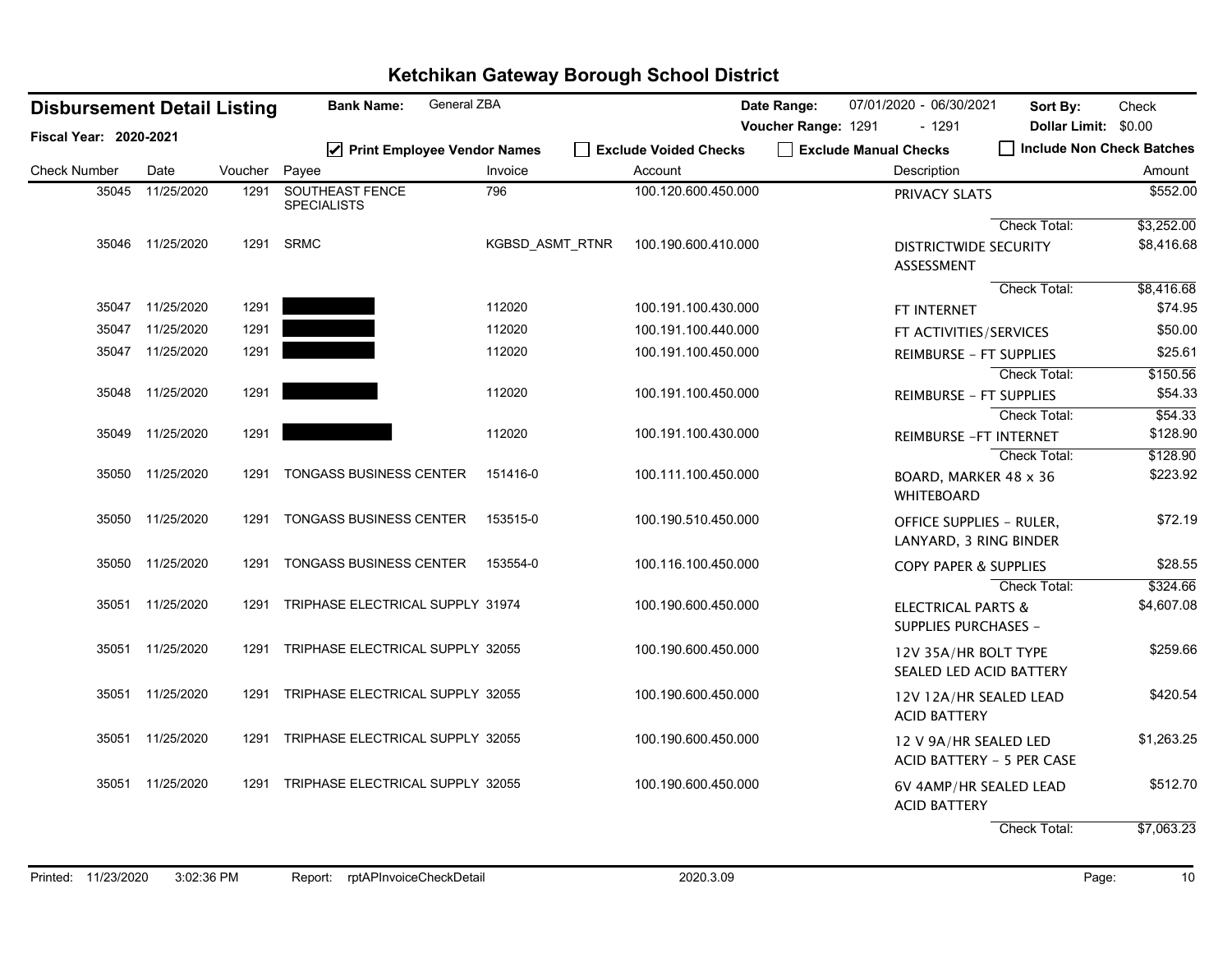# Ketchikan Gateway Borough School District

**Disbursement Detail Listing** | **Bank Name:** General ZBA | **Date Range:** 07/01/2020 - 06/30/2021 | **Sort By:** Check

**Fiscal Year: 2020-2021** | **Voucher Range:** 1291 - 1291 | **Dollar Limit:** $0.00

☑ Print Employee Vendor Names ☐ Exclude Voided Checks ☐ Exclude Manual Checks ☐ Include Non Check Batches

| Check Number | Date | Voucher | Payee | Invoice | Account | Description | Amount |
|---|---|---|---|---|---|---|---|
| 35045 | 11/25/2020 | 1291 | SOUTHEAST FENCE SPECIALISTS | 796 | 100.120.600.450.000 | PRIVACY SLATS | $552.00 |
| | | | | | | Check Total: | $3,252.00 |
| 35046 | 11/25/2020 | 1291 | SRMC | KGBSD_ASMT_RTNR | 100.190.600.410.000 | DISTRICTWIDE SECURITY ASSESSMENT | $8,416.68 |
| | | | | | | Check Total: | $8,416.68 |
| 35047 | 11/25/2020 | 1291 | [REDACTED] | 112020 | 100.191.100.430.000 | FT INTERNET | $74.95 |
| 35047 | 11/25/2020 | 1291 | [REDACTED] | 112020 | 100.191.100.440.000 | FT ACTIVITIES/SERVICES | $50.00 |
| 35047 | 11/25/2020 | 1291 | [REDACTED] | 112020 | 100.191.100.450.000 | REIMBURSE - FT SUPPLIES | $25.61 |
| | | | | | | Check Total: | $150.56 |
| 35048 | 11/25/2020 | 1291 | [REDACTED] | 112020 | 100.191.100.450.000 | REIMBURSE - FT SUPPLIES | $54.33 |
| | | | | | | Check Total: | $54.33 |
| 35049 | 11/25/2020 | 1291 | [REDACTED] | 112020 | 100.191.100.430.000 | REIMBURSE -FT INTERNET | $128.90 |
| | | | | | | Check Total: | $128.90 |
| 35050 | 11/25/2020 | 1291 | TONGASS BUSINESS CENTER | 151416-0 | 100.111.100.450.000 | BOARD, MARKER 48 x 36 WHITEBOARD | $223.92 |
| 35050 | 11/25/2020 | 1291 | TONGASS BUSINESS CENTER | 153515-0 | 100.190.510.450.000 | OFFICE SUPPLIES - RULER, LANYARD, 3 RING BINDER | $72.19 |
| 35050 | 11/25/2020 | 1291 | TONGASS BUSINESS CENTER | 153554-0 | 100.116.100.450.000 | COPY PAPER & SUPPLIES | $28.55 |
| | | | | | | Check Total: | $324.66 |
| 35051 | 11/25/2020 | 1291 | TRIPHASE ELECTRICAL SUPPLY | 31974 | 100.190.600.450.000 | ELECTRICAL PARTS & SUPPLIES PURCHASES - | $4,607.08 |
| 35051 | 11/25/2020 | 1291 | TRIPHASE ELECTRICAL SUPPLY | 32055 | 100.190.600.450.000 | 12V 35A/HR BOLT TYPE SEALED LED ACID BATTERY | $259.66 |
| 35051 | 11/25/2020 | 1291 | TRIPHASE ELECTRICAL SUPPLY | 32055 | 100.190.600.450.000 | 12V 12A/HR SEALED LEAD ACID BATTERY | $420.54 |
| 35051 | 11/25/2020 | 1291 | TRIPHASE ELECTRICAL SUPPLY | 32055 | 100.190.600.450.000 | 12 V 9A/HR SEALED LED ACID BATTERY - 5 PER CASE | $1,263.25 |
| 35051 | 11/25/2020 | 1291 | TRIPHASE ELECTRICAL SUPPLY | 32055 | 100.190.600.450.000 | 6V 4AMP/HR SEALED LEAD ACID BATTERY | $512.70 |
| | | | | | | Check Total: | $7,063.23 |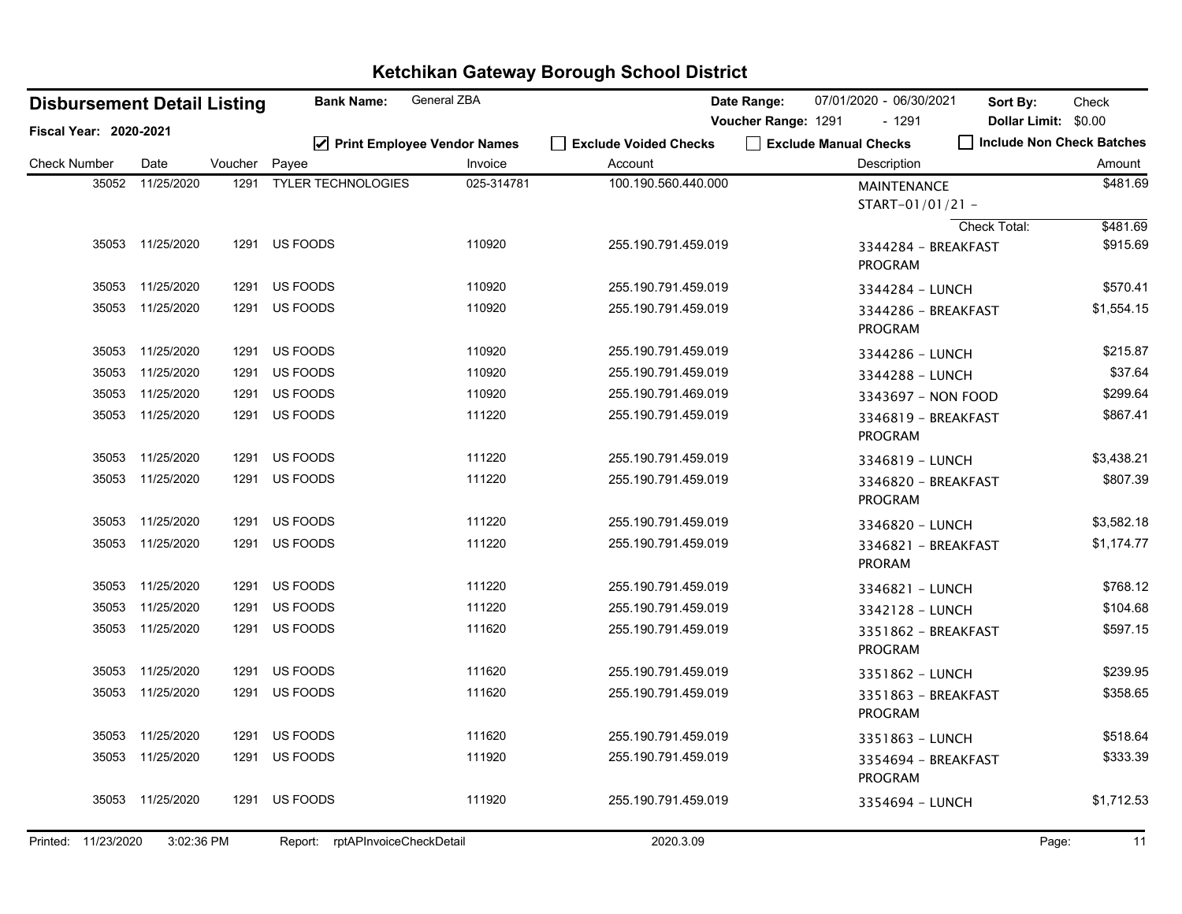# Ketchikan Gateway Borough School District

**Disbursement Detail Listing** | **Bank Name:** General ZBA | **Date Range:** 07/01/2020 - 06/30/2021 | **Sort By:** Check

**Fiscal Year: 2020-2021** | **Voucher Range:** 1291 - 1291 | **Dollar Limit:** $0.00

☑ Print Employee Vendor Names ☐ Exclude Voided Checks ☐ Exclude Manual Checks ☐ Include Non Check Batches

| Check Number | Date | Voucher | Payee | Invoice | Account | Description | Amount |
|---|---|---|---|---|---|---|---|
| 35052 | 11/25/2020 | 1291 | TYLER TECHNOLOGIES | 025-314781 | 100.190.560.440.000 | MAINTENANCE START-01/01/21 - | $481.69 |
| | | | | | | Check Total: | $481.69 |
| 35053 | 11/25/2020 | 1291 | US FOODS | 110920 | 255.190.791.459.019 | 3344284 - BREAKFAST PROGRAM | $915.69 |
| 35053 | 11/25/2020 | 1291 | US FOODS | 110920 | 255.190.791.459.019 | 3344284 - LUNCH | $570.41 |
| 35053 | 11/25/2020 | 1291 | US FOODS | 110920 | 255.190.791.459.019 | 3344286 - BREAKFAST PROGRAM | $1,554.15 |
| 35053 | 11/25/2020 | 1291 | US FOODS | 110920 | 255.190.791.459.019 | 3344286 - LUNCH | $215.87 |
| 35053 | 11/25/2020 | 1291 | US FOODS | 110920 | 255.190.791.459.019 | 3344288 - LUNCH | $37.64 |
| 35053 | 11/25/2020 | 1291 | US FOODS | 110920 | 255.190.791.469.019 | 3343697 - NON FOOD | $299.64 |
| 35053 | 11/25/2020 | 1291 | US FOODS | 111220 | 255.190.791.459.019 | 3346819 - BREAKFAST PROGRAM | $867.41 |
| 35053 | 11/25/2020 | 1291 | US FOODS | 111220 | 255.190.791.459.019 | 3346819 - LUNCH | $3,438.21 |
| 35053 | 11/25/2020 | 1291 | US FOODS | 111220 | 255.190.791.459.019 | 3346820 - BREAKFAST PROGRAM | $807.39 |
| 35053 | 11/25/2020 | 1291 | US FOODS | 111220 | 255.190.791.459.019 | 3346820 - LUNCH | $3,582.18 |
| 35053 | 11/25/2020 | 1291 | US FOODS | 111220 | 255.190.791.459.019 | 3346821 - BREAKFAST PRORAM | $1,174.77 |
| 35053 | 11/25/2020 | 1291 | US FOODS | 111220 | 255.190.791.459.019 | 3346821 - LUNCH | $768.12 |
| 35053 | 11/25/2020 | 1291 | US FOODS | 111220 | 255.190.791.459.019 | 3342128 - LUNCH | $104.68 |
| 35053 | 11/25/2020 | 1291 | US FOODS | 111620 | 255.190.791.459.019 | 3351862 - BREAKFAST PROGRAM | $597.15 |
| 35053 | 11/25/2020 | 1291 | US FOODS | 111620 | 255.190.791.459.019 | 3351862 - LUNCH | $239.95 |
| 35053 | 11/25/2020 | 1291 | US FOODS | 111620 | 255.190.791.459.019 | 3351863 - BREAKFAST PROGRAM | $358.65 |
| 35053 | 11/25/2020 | 1291 | US FOODS | 111620 | 255.190.791.459.019 | 3351863 - LUNCH | $518.64 |
| 35053 | 11/25/2020 | 1291 | US FOODS | 111920 | 255.190.791.459.019 | 3354694 - BREAKFAST PROGRAM | $333.39 |
| 35053 | 11/25/2020 | 1291 | US FOODS | 111920 | 255.190.791.459.019 | 3354694 - LUNCH | $1,712.53 |

Printed: 11/23/2020 3:02:36 PM Report: rptAPInvoiceCheckDetail 2020.3.09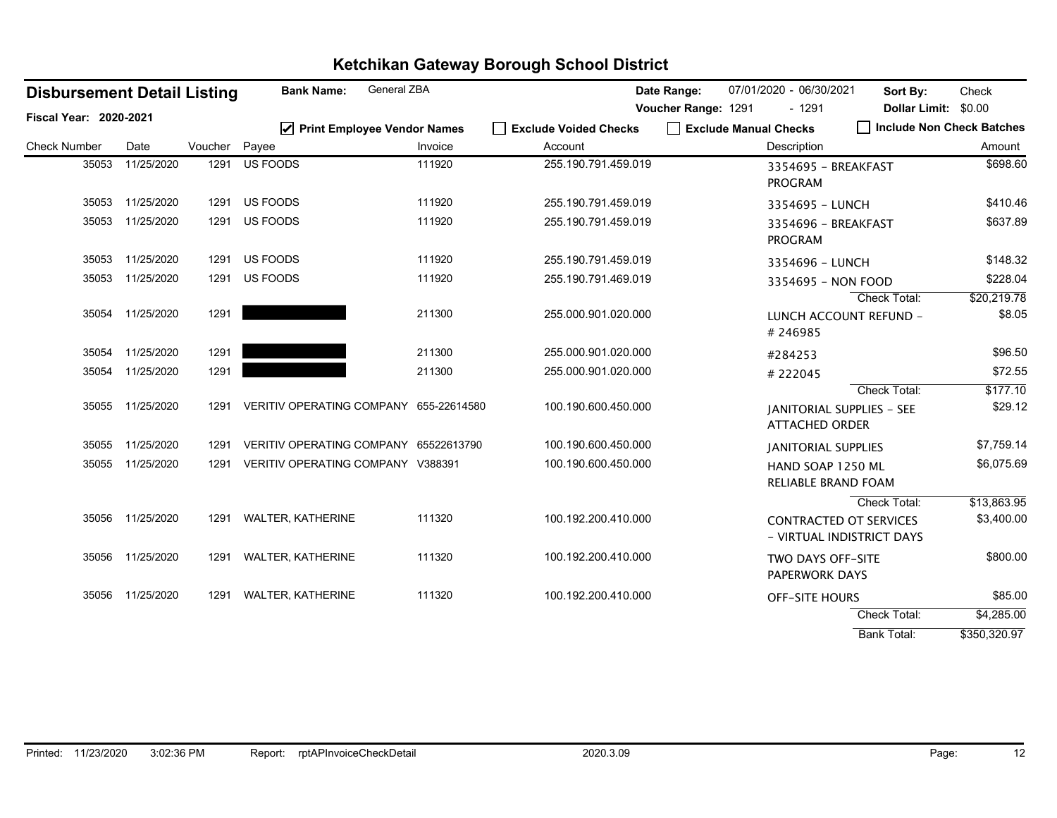# Ketchikan Gateway Borough School District

**Disbursement Detail Listing** | **Bank Name:** General ZBA | **Date Range:** 07/01/2020 - 06/30/2021 | **Sort By:** Check

**Fiscal Year: 2020-2021** | **Voucher Range:** 1291 - 1291 | **Dollar Limit:** $0.00

☑ Print Employee Vendor Names ☐ Exclude Voided Checks ☐ Exclude Manual Checks ☐ Include Non Check Batches

| Check Number | Date | Voucher | Payee | Invoice | Account | Description | Amount |
|---|---|---|---|---|---|---|---|
| 35053 | 11/25/2020 | 1291 | US FOODS | 111920 | 255.190.791.459.019 | 3354695 - BREAKFAST PROGRAM | $698.60 |
| 35053 | 11/25/2020 | 1291 | US FOODS | 111920 | 255.190.791.459.019 | 3354695 - LUNCH | $410.46 |
| 35053 | 11/25/2020 | 1291 | US FOODS | 111920 | 255.190.791.459.019 | 3354696 - BREAKFAST PROGRAM | $637.89 |
| 35053 | 11/25/2020 | 1291 | US FOODS | 111920 | 255.190.791.459.019 | 3354696 - LUNCH | $148.32 |
| 35053 | 11/25/2020 | 1291 | US FOODS | 111920 | 255.190.791.469.019 | 3354695 - NON FOOD | $228.04 |
| | | | | | | Check Total: | $20,219.78 |
| 35054 | 11/25/2020 | 1291 | [REDACTED] | 211300 | 255.000.901.020.000 | LUNCH ACCOUNT REFUND - # 246985 | $8.05 |
| 35054 | 11/25/2020 | 1291 | [REDACTED] | 211300 | 255.000.901.020.000 | #284253 | $96.50 |
| 35054 | 11/25/2020 | 1291 | [REDACTED] | 211300 | 255.000.901.020.000 | # 222045 | $72.55 |
| | | | | | | Check Total: | $177.10 |
| 35055 | 11/25/2020 | 1291 | VERITIV OPERATING COMPANY | 655-22614580 | 100.190.600.450.000 | JANITORIAL SUPPLIES - SEE ATTACHED ORDER | $29.12 |
| 35055 | 11/25/2020 | 1291 | VERITIV OPERATING COMPANY | 65522613790 | 100.190.600.450.000 | JANITORIAL SUPPLIES | $7,759.14 |
| 35055 | 11/25/2020 | 1291 | VERITIV OPERATING COMPANY | V388391 | 100.190.600.450.000 | HAND SOAP 1250 ML RELIABLE BRAND FOAM | $6,075.69 |
| | | | | | | Check Total: | $13,863.95 |
| 35056 | 11/25/2020 | 1291 | WALTER, KATHERINE | 111320 | 100.192.200.410.000 | CONTRACTED OT SERVICES - VIRTUAL INDISTRICT DAYS | $3,400.00 |
| 35056 | 11/25/2020 | 1291 | WALTER, KATHERINE | 111320 | 100.192.200.410.000 | TWO DAYS OFF-SITE PAPERWORK DAYS | $800.00 |
| 35056 | 11/25/2020 | 1291 | WALTER, KATHERINE | 111320 | 100.192.200.410.000 | OFF-SITE HOURS | $85.00 |
| | | | | | | Check Total: | $4,285.00 |
| | | | | | | Bank Total: | $350,320.97 |

Printed: 11/23/2020 3:02:36 PM Report: rptAPInvoiceCheckDetail 2020.3.09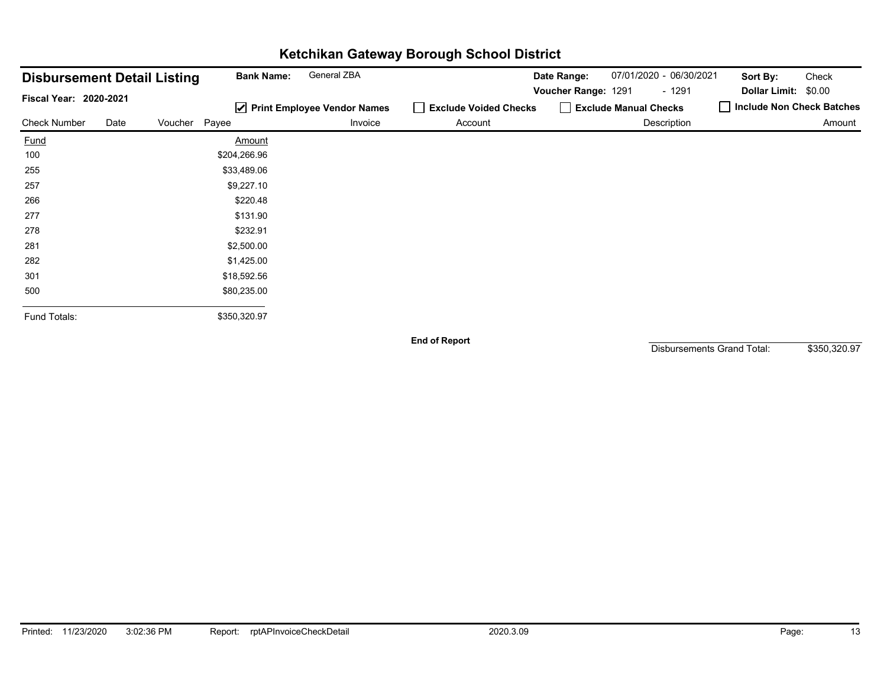# Ketchikan Gateway Borough School District

**Disbursement Detail Listing**

**Fiscal Year: 2020-2021**

**Bank Name:** General ZBA

**Date Range:** 07/01/2020 - 06/30/2021

**Voucher Range:** 1291 - 1291

**Sort By:** Check

**Dollar Limit:** $0.00

☑ **Print Employee Vendor Names** ☐ **Exclude Voided Checks** ☐ **Exclude Manual Checks** ☐ **Include Non Check Batches**

| Check Number | Date | Voucher | Payee | Invoice | Account | Description | Amount |
|---|---|---|---|---|---|---|---|

| Fund | Amount |
|---|---|
| 100 | $204,266.96 |
| 255 | $33,489.06 |
| 257 | $9,227.10 |
| 266 | $220.48 |
| 277 | $131.90 |
| 278 | $232.91 |
| 281 | $2,500.00 |
| 282 | $1,425.00 |
| 301 | $18,592.56 |
| 500 | $80,235.00 |
| Fund Totals: | $350,320.97 |

**End of Report**

Disbursements Grand Total: $350,320.97

Printed: 11/23/2020 3:02:36 PM Report: rptAPInvoiceCheckDetail 2020.3.09